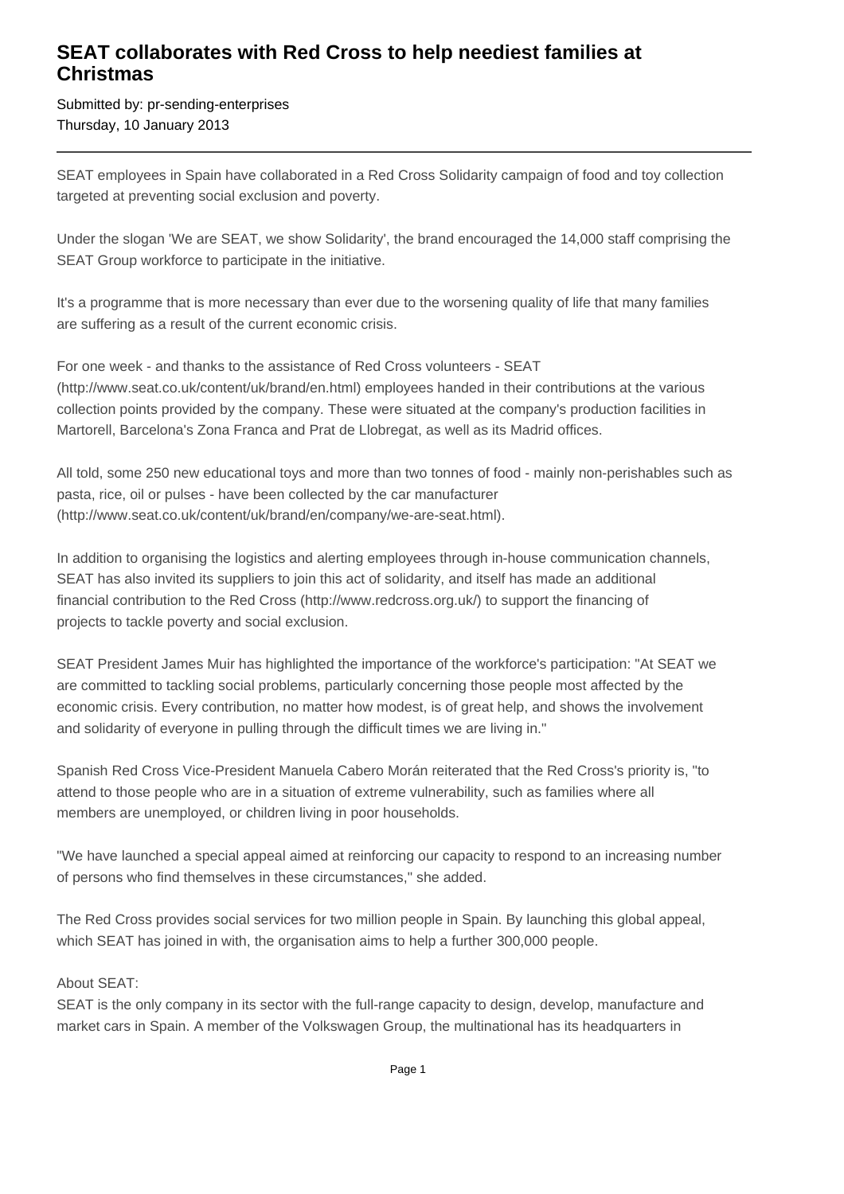# SEAT collaborates with Red Cross to help neediest families at Christmas

Submitted by: pr-sending-enterprises
Thursday, 10 January 2013

---

SEAT employees in Spain have collaborated in a Red Cross Solidarity campaign of food and toy collection targeted at preventing social exclusion and poverty.

Under the slogan 'We are SEAT, we show Solidarity', the brand encouraged the 14,000 staff comprising the SEAT Group workforce to participate in the initiative.

It's a programme that is more necessary than ever due to the worsening quality of life that many families are suffering as a result of the current economic crisis.

For one week - and thanks to the assistance of Red Cross volunteers - SEAT (http://www.seat.co.uk/content/uk/brand/en.html) employees handed in their contributions at the various collection points provided by the company. These were situated at the company's production facilities in Martorell, Barcelona's Zona Franca and Prat de Llobregat, as well as its Madrid offices.

All told, some 250 new educational toys and more than two tonnes of food - mainly non-perishables such as pasta, rice, oil or pulses - have been collected by the car manufacturer (http://www.seat.co.uk/content/uk/brand/en/company/we-are-seat.html).

In addition to organising the logistics and alerting employees through in-house communication channels, SEAT has also invited its suppliers to join this act of solidarity, and itself has made an additional financial contribution to the Red Cross (http://www.redcross.org.uk/) to support the financing of projects to tackle poverty and social exclusion.

SEAT President James Muir has highlighted the importance of the workforce's participation: "At SEAT we are committed to tackling social problems, particularly concerning those people most affected by the economic crisis. Every contribution, no matter how modest, is of great help, and shows the involvement and solidarity of everyone in pulling through the difficult times we are living in."

Spanish Red Cross Vice-President Manuela Cabero Morán reiterated that the Red Cross's priority is, "to attend to those people who are in a situation of extreme vulnerability, such as families where all members are unemployed, or children living in poor households.

"We have launched a special appeal aimed at reinforcing our capacity to respond to an increasing number of persons who find themselves in these circumstances," she added.

The Red Cross provides social services for two million people in Spain. By launching this global appeal, which SEAT has joined in with, the organisation aims to help a further 300,000 people.

About SEAT:
SEAT is the only company in its sector with the full-range capacity to design, develop, manufacture and market cars in Spain. A member of the Volkswagen Group, the multinational has its headquarters in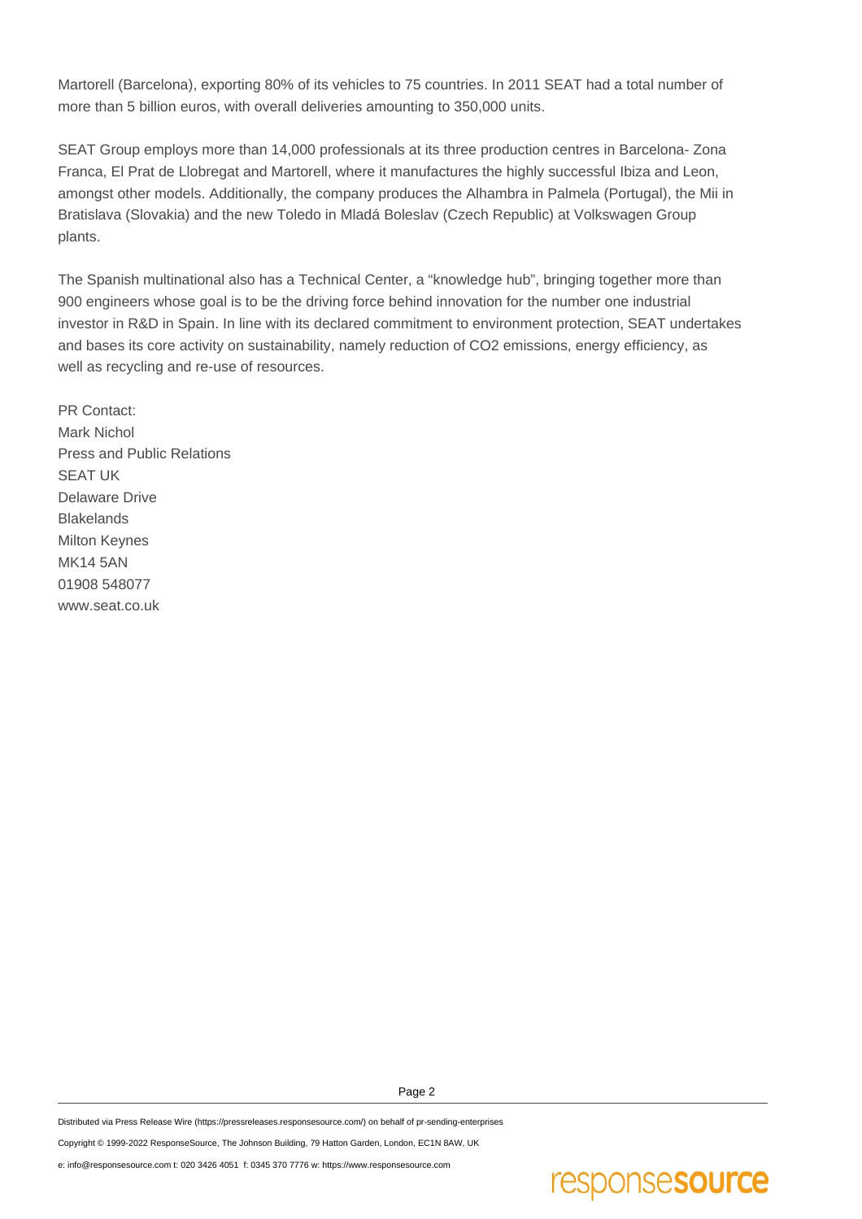Martorell (Barcelona), exporting 80% of its vehicles to 75 countries. In 2011 SEAT had a total number of more than 5 billion euros, with overall deliveries amounting to 350,000 units.

SEAT Group employs more than 14,000 professionals at its three production centres in Barcelona- Zona Franca, El Prat de Llobregat and Martorell, where it manufactures the highly successful Ibiza and Leon, amongst other models. Additionally, the company produces the Alhambra in Palmela (Portugal), the Mii in Bratislava (Slovakia) and the new Toledo in Mladá Boleslav (Czech Republic) at Volkswagen Group plants.

The Spanish multinational also has a Technical Center, a "knowledge hub", bringing together more than 900 engineers whose goal is to be the driving force behind innovation for the number one industrial investor in R&D in Spain. In line with its declared commitment to environment protection, SEAT undertakes and bases its core activity on sustainability, namely reduction of $CO_2$ emissions, energy efficiency, as well as recycling and re-use of resources.

PR Contact:  
Mark Nichol  
Press and Public Relations  
SEAT UK  
Delaware Drive  
Blakelands  
Milton Keynes  
MK14 5AN  
01908 548077  
www.seat.co.uk

Distributed via Press Release Wire (https://pressreleases.responsesource.com/) on behalf of pr-sending-enterprises

Copyright © 1999-2022 ResponseSource, The Johnson Building, 79 Hatton Garden, London, EC1N 8AW, UK

e: info@responsesource.com t: 020 3426 4051 f: 0345 370 7776 w: https://www.responsesource.com

responsesource